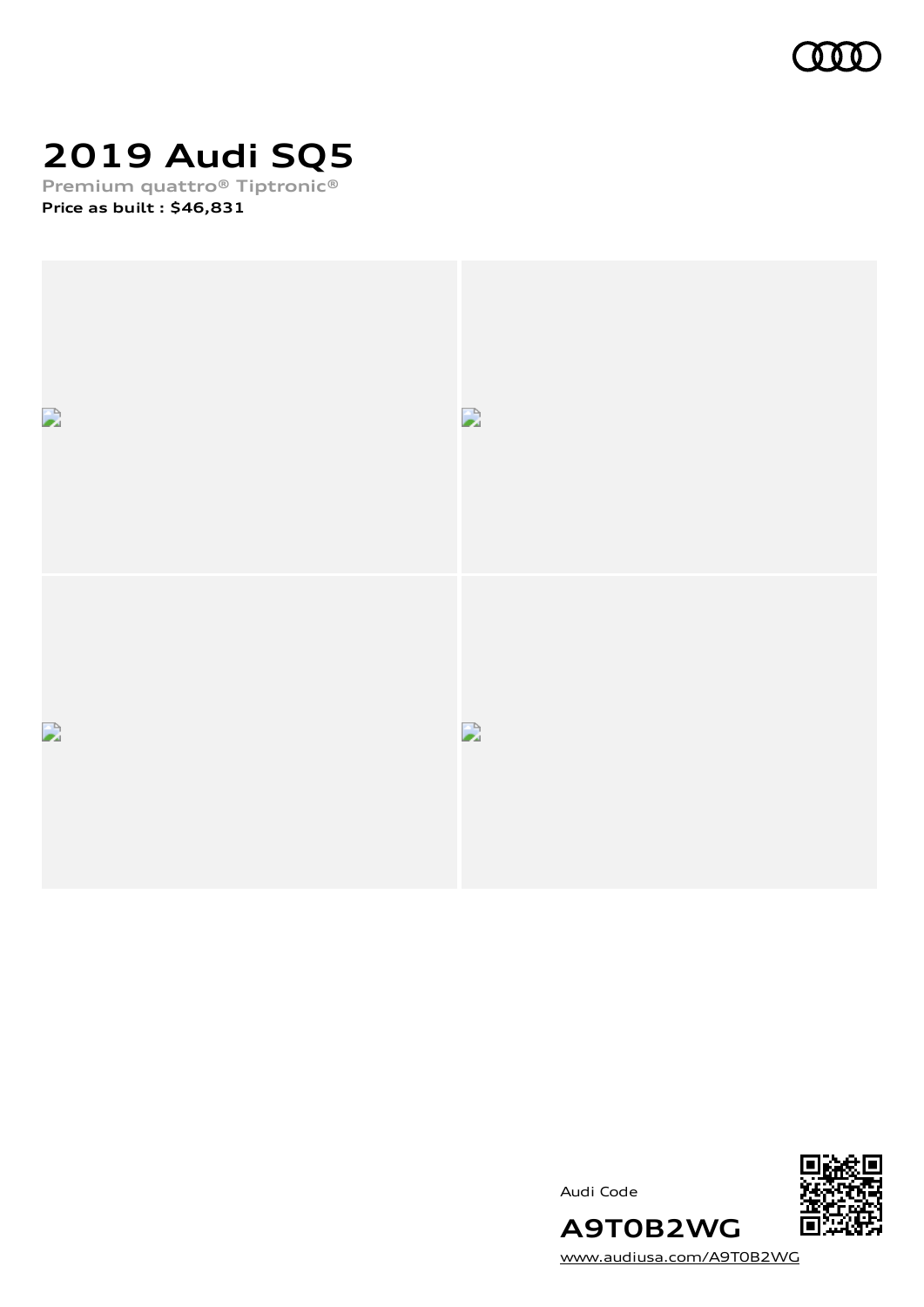# 2019 Audi SQ5

Premium quattro® Tiptronic®

**Price as built : $46,831**

Audi Code

**A9T0B2WG**

www.audiusa.com/A9T0B2WG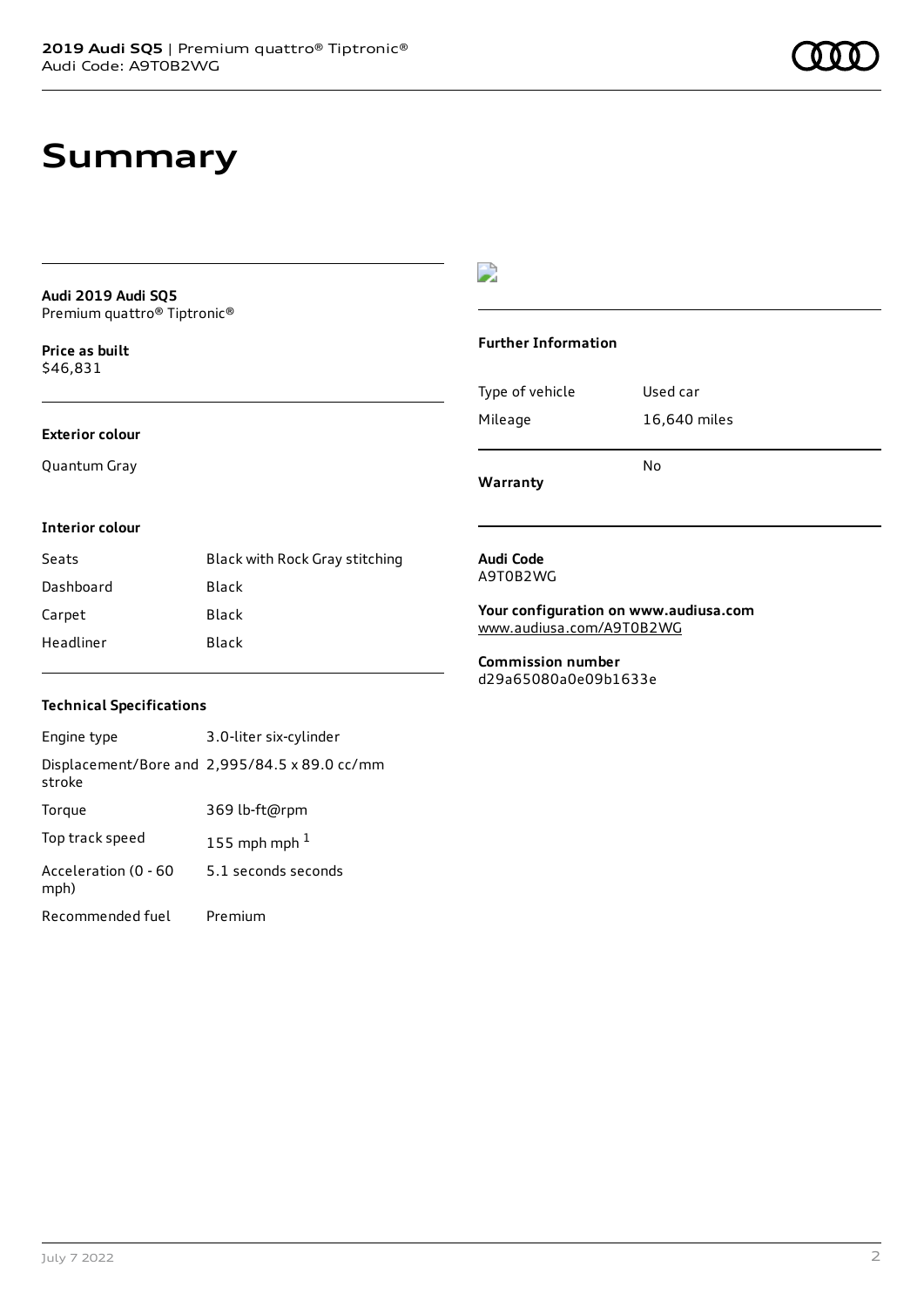# Summary

**Audi 2019 Audi SQ5**
Premium quattro® Tiptronic®

**Price as built**
$46,831

**Exterior colour**

Quantum Gray

**Interior colour**

| | |
|---|---|
| Seats | Black with Rock Gray stitching |
| Dashboard | Black |
| Carpet | Black |
| Headliner | Black |

**Technical Specifications**

| | |
|---|---|
| Engine type | 3.0-liter six-cylinder |
| Displacement/Bore and stroke | 2,995/84.5 x 89.0 cc/mm |
| Torque | 369 lb-ft@rpm |
| Top track speed | 155 mph mph [1] |
| Acceleration (0 - 60 mph) | 5.1 seconds seconds |
| Recommended fuel | Premium |

**Further Information**

| | |
|---|---|
| Type of vehicle | Used car |
| Mileage | 16,640 miles |
| **Warranty** | No |

**Audi Code**
A9T0B2WG

**Your configuration on www.audiusa.com**
www.audiusa.com/A9T0B2WG

**Commission number**
d29a65080a0e09b1633e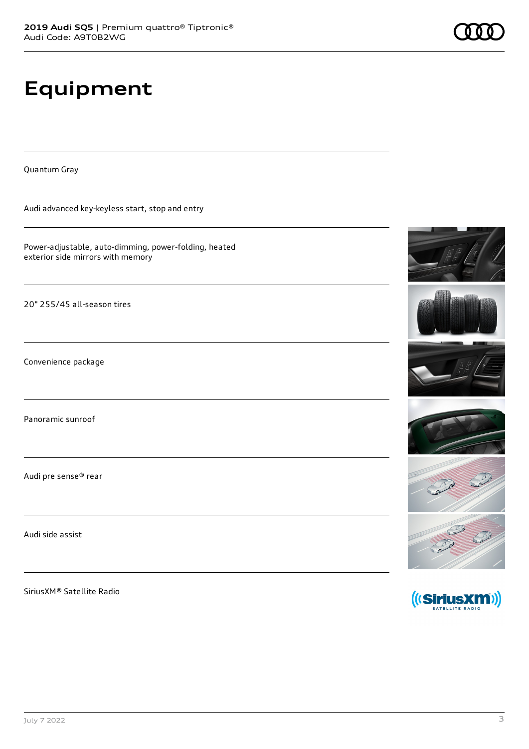# Equipment

Quantum Gray

Audi advanced key-keyless start, stop and entry

Power-adjustable, auto-dimming, power-folding, heated exterior side mirrors with memory

20" 255/45 all-season tires

Convenience package

Panoramic sunroof

Audi pre sense® rear

Audi side assist

SiriusXM® Satellite Radio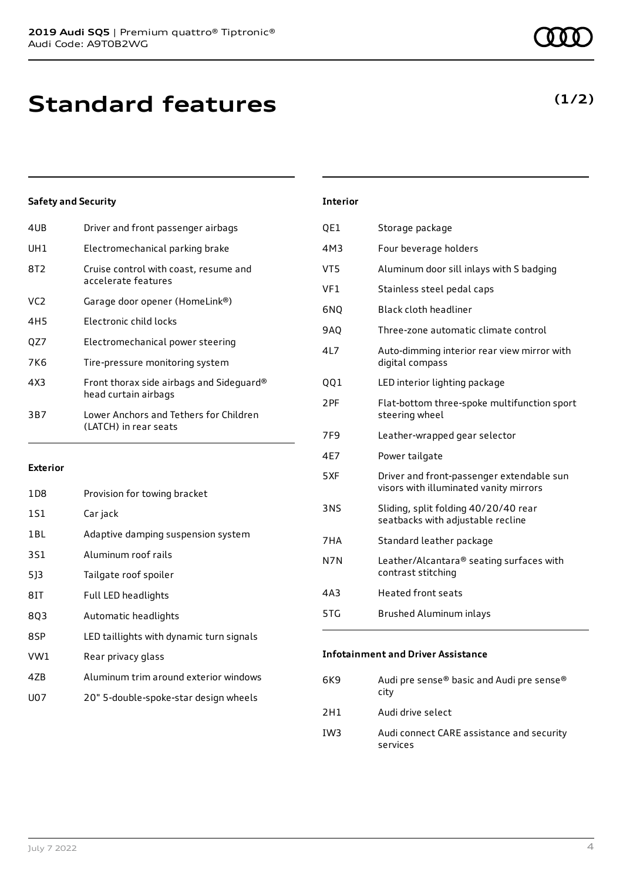# Standard features

**(1/2)**

### Safety and Security

| | |
|---|---|
| 4UB | Driver and front passenger airbags |
| UH1 | Electromechanical parking brake |
| 8T2 | Cruise control with coast, resume and accelerate features |
| VC2 | Garage door opener (HomeLink®) |
| 4H5 | Electronic child locks |
| QZ7 | Electromechanical power steering |
| 7K6 | Tire-pressure monitoring system |
| 4X3 | Front thorax side airbags and Sideguard® head curtain airbags |
| 3B7 | Lower Anchors and Tethers for Children (LATCH) in rear seats |

### Exterior

| | |
|---|---|
| 1D8 | Provision for towing bracket |
| 1S1 | Car jack |
| 1BL | Adaptive damping suspension system |
| 3S1 | Aluminum roof rails |
| 5J3 | Tailgate roof spoiler |
| 8IT | Full LED headlights |
| 8Q3 | Automatic headlights |
| 8SP | LED taillights with dynamic turn signals |
| VW1 | Rear privacy glass |
| 4ZB | Aluminum trim around exterior windows |
| U07 | 20" 5-double-spoke-star design wheels |

### Interior

| | |
|---|---|
| QE1 | Storage package |
| 4M3 | Four beverage holders |
| VT5 | Aluminum door sill inlays with S badging |
| VF1 | Stainless steel pedal caps |
| 6NQ | Black cloth headliner |
| 9AQ | Three-zone automatic climate control |
| 4L7 | Auto-dimming interior rear view mirror with digital compass |
| QQ1 | LED interior lighting package |
| 2PF | Flat-bottom three-spoke multifunction sport steering wheel |
| 7F9 | Leather-wrapped gear selector |
| 4E7 | Power tailgate |
| 5XF | Driver and front-passenger extendable sun visors with illuminated vanity mirrors |
| 3NS | Sliding, split folding 40/20/40 rear seatbacks with adjustable recline |
| 7HA | Standard leather package |
| N7N | Leather/Alcantara® seating surfaces with contrast stitching |
| 4A3 | Heated front seats |
| 5TG | Brushed Aluminum inlays |

### Infotainment and Driver Assistance

| | |
|---|---|
| 6K9 | Audi pre sense® basic and Audi pre sense® city |
| 2H1 | Audi drive select |
| IW3 | Audi connect CARE assistance and security services |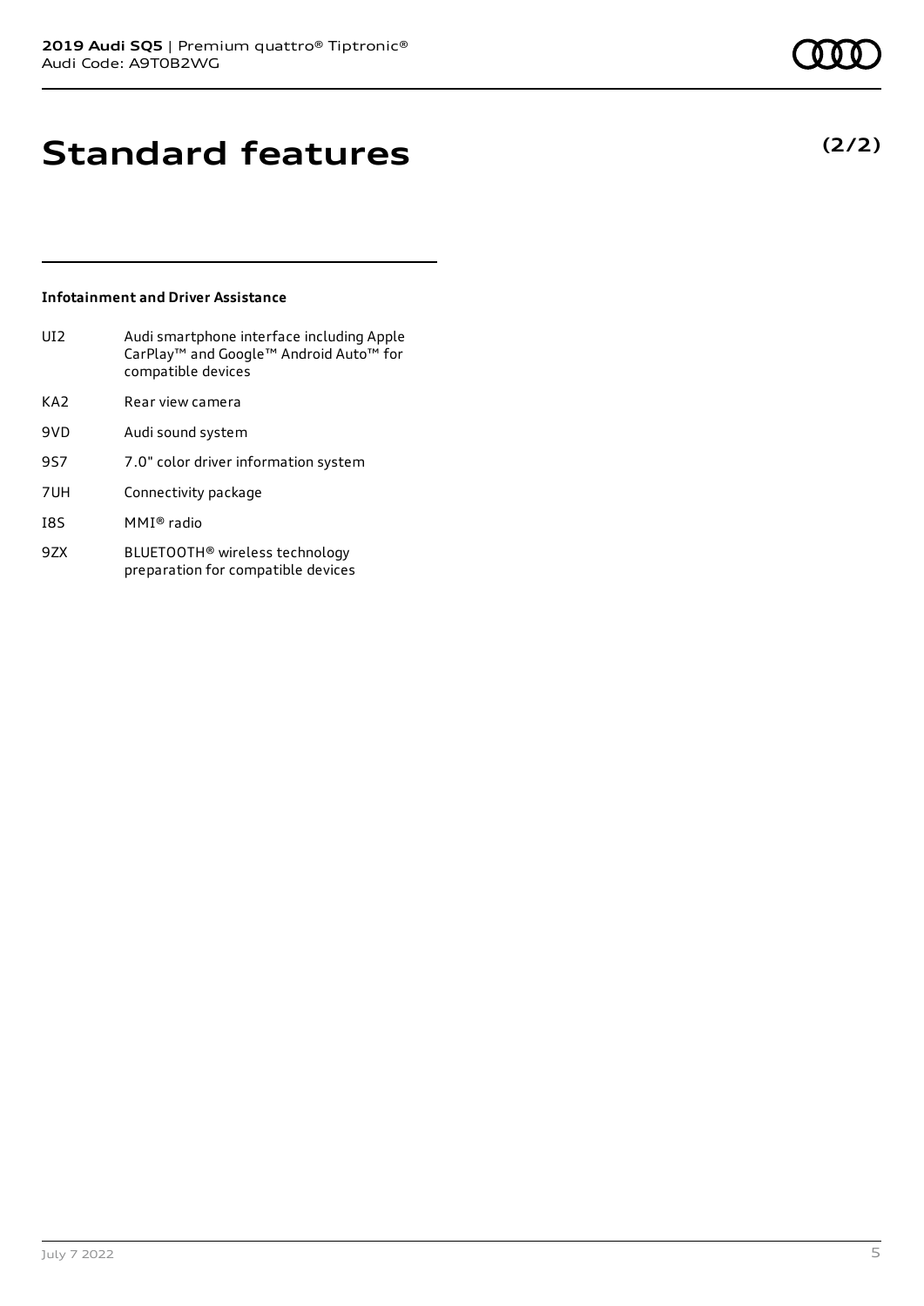# Standard features

**(2/2)**

### Infotainment and Driver Assistance

| | |
|---|---|
| UI2 | Audi smartphone interface including Apple CarPlay™ and Google™ Android Auto™ for compatible devices |
| KA2 | Rear view camera |
| 9VD | Audi sound system |
| 9S7 | 7.0" color driver information system |
| 7UH | Connectivity package |
| I8S | MMI® radio |
| 9ZX | BLUETOOTH® wireless technology preparation for compatible devices |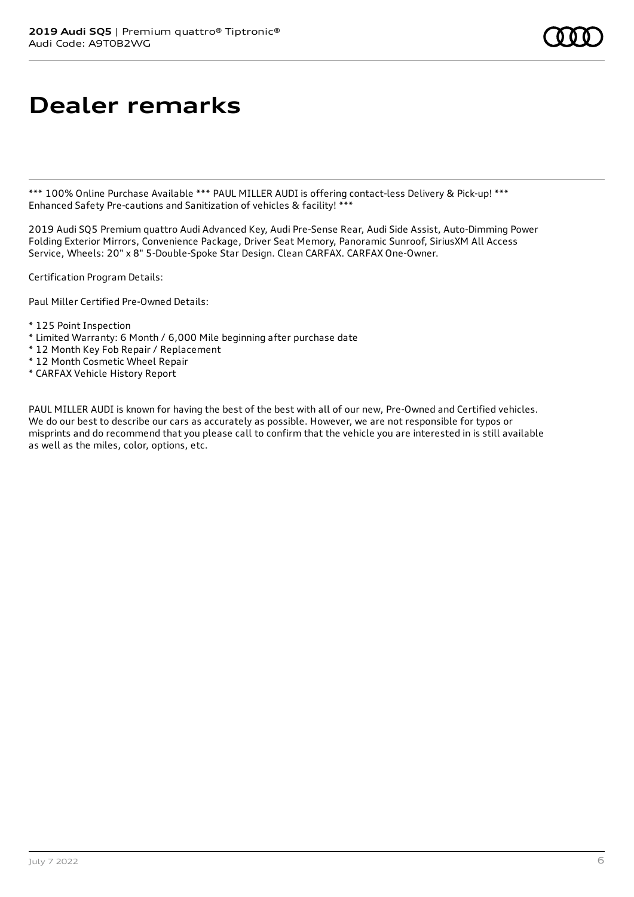# Dealer remarks

*** 100% Online Purchase Available *** PAUL MILLER AUDI is offering contact-less Delivery & Pick-up! *** Enhanced Safety Pre-cautions and Sanitization of vehicles & facility! ***

2019 Audi SQ5 Premium quattro Audi Advanced Key, Audi Pre-Sense Rear, Audi Side Assist, Auto-Dimming Power Folding Exterior Mirrors, Convenience Package, Driver Seat Memory, Panoramic Sunroof, SiriusXM All Access Service, Wheels: 20" x 8" 5-Double-Spoke Star Design. Clean CARFAX. CARFAX One-Owner.

Certification Program Details:

Paul Miller Certified Pre-Owned Details:

* 125 Point Inspection
* Limited Warranty: 6 Month / 6,000 Mile beginning after purchase date
* 12 Month Key Fob Repair / Replacement
* 12 Month Cosmetic Wheel Repair
* CARFAX Vehicle History Report

PAUL MILLER AUDI is known for having the best of the best with all of our new, Pre-Owned and Certified vehicles. We do our best to describe our cars as accurately as possible. However, we are not responsible for typos or misprints and do recommend that you please call to confirm that the vehicle you are interested in is still available as well as the miles, color, options, etc.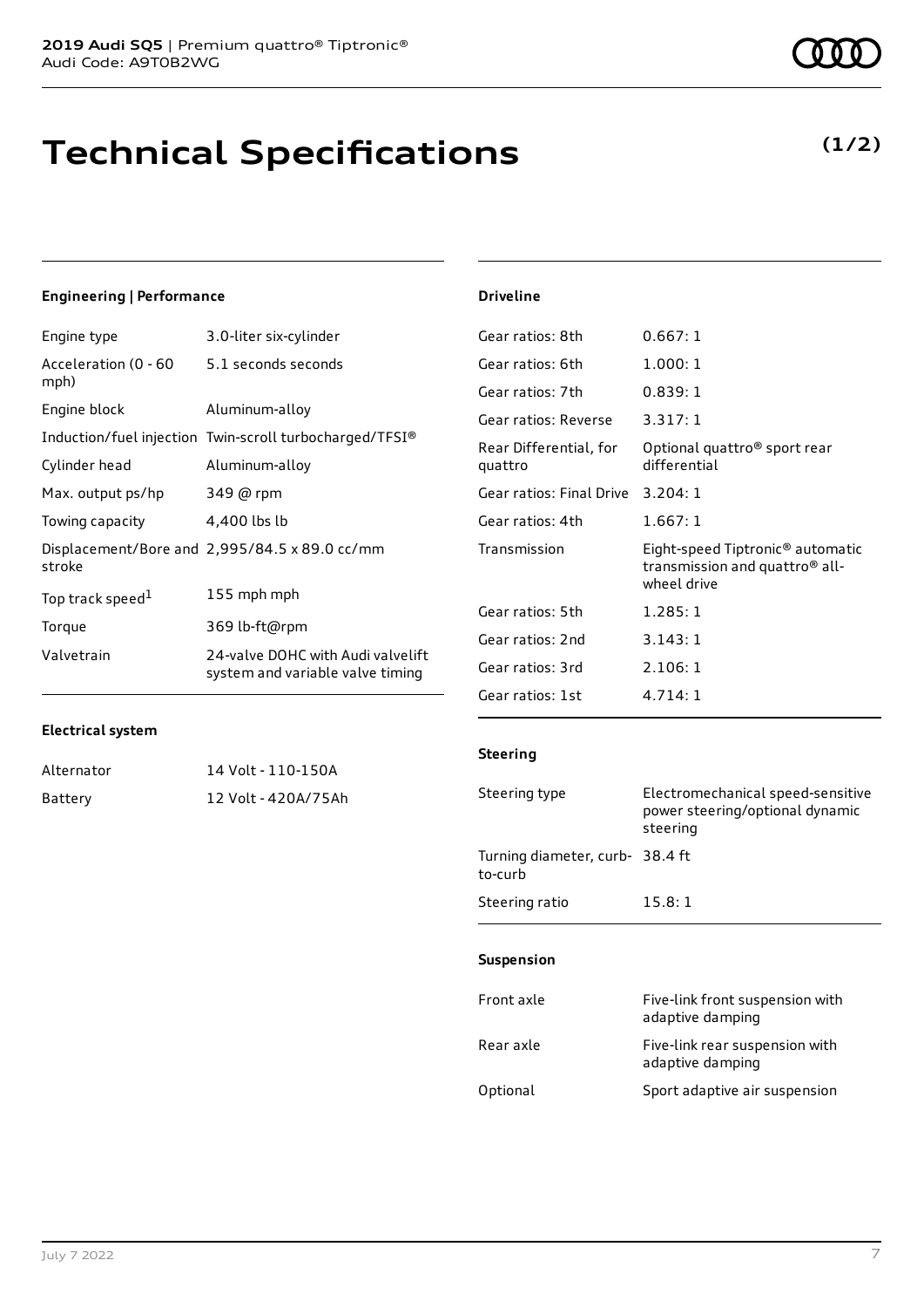# Technical Specifications

**(1/2)**

### Engineering | Performance

| | |
|---|---|
| Engine type | 3.0-liter six-cylinder |
| Acceleration (0 - 60 mph) | 5.1 seconds seconds |
| Engine block | Aluminum-alloy |
| Induction/fuel injection | Twin-scroll turbocharged/TFSI® |
| Cylinder head | Aluminum-alloy |
| Max. output ps/hp | 349 @ rpm |
| Towing capacity | 4,400 lbs lb |
| Displacement/Bore and stroke | 2,995/84.5 x 89.0 cc/mm |
| Top track speed[1] | 155 mph mph |
| Torque | 369 lb-ft@rpm |
| Valvetrain | 24-valve DOHC with Audi valvelift system and variable valve timing |

### Electrical system

| | |
|---|---|
| Alternator | 14 Volt - 110-150A |
| Battery | 12 Volt - 420A/75Ah |

### Driveline

| | |
|---|---|
| Gear ratios: 8th | 0.667: 1 |
| Gear ratios: 6th | 1.000: 1 |
| Gear ratios: 7th | 0.839: 1 |
| Gear ratios: Reverse | 3.317: 1 |
| Rear Differential, for quattro | Optional quattro® sport rear differential |
| Gear ratios: Final Drive | 3.204: 1 |
| Gear ratios: 4th | 1.667: 1 |
| Transmission | Eight-speed Tiptronic® automatic transmission and quattro® all-wheel drive |
| Gear ratios: 5th | 1.285: 1 |
| Gear ratios: 2nd | 3.143: 1 |
| Gear ratios: 3rd | 2.106: 1 |
| Gear ratios: 1st | 4.714: 1 |

### Steering

| | |
|---|---|
| Steering type | Electromechanical speed-sensitive power steering/optional dynamic steering |
| Turning diameter, curb-to-curb | 38.4 ft |
| Steering ratio | 15.8: 1 |

### Suspension

| | |
|---|---|
| Front axle | Five-link front suspension with adaptive damping |
| Rear axle | Five-link rear suspension with adaptive damping |
| Optional | Sport adaptive air suspension |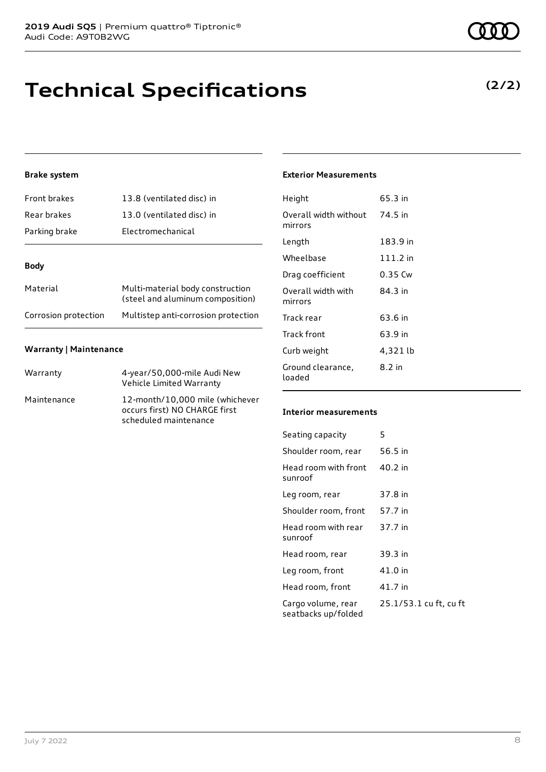# Technical Specifications

**(2/2)**

### Brake system

| | |
|---|---|
| Front brakes | 13.8 (ventilated disc) in |
| Rear brakes | 13.0 (ventilated disc) in |
| Parking brake | Electromechanical |

### Body

| | |
|---|---|
| Material | Multi-material body construction (steel and aluminum composition) |
| Corrosion protection | Multistep anti-corrosion protection |

### Warranty | Maintenance

| | |
|---|---|
| Warranty | 4-year/50,000-mile Audi New Vehicle Limited Warranty |
| Maintenance | 12-month/10,000 mile (whichever occurs first) NO CHARGE first scheduled maintenance |

### Exterior Measurements

| | |
|---|---|
| Height | 65.3 in |
| Overall width without mirrors | 74.5 in |
| Length | 183.9 in |
| Wheelbase | 111.2 in |
| Drag coefficient | 0.35 Cw |
| Overall width with mirrors | 84.3 in |
| Track rear | 63.6 in |
| Track front | 63.9 in |
| Curb weight | 4,321 lb |
| Ground clearance, loaded | 8.2 in |

### Interior measurements

| | |
|---|---|
| Seating capacity | 5 |
| Shoulder room, rear | 56.5 in |
| Head room with front sunroof | 40.2 in |
| Leg room, rear | 37.8 in |
| Shoulder room, front | 57.7 in |
| Head room with rear sunroof | 37.7 in |
| Head room, rear | 39.3 in |
| Leg room, front | 41.0 in |
| Head room, front | 41.7 in |
| Cargo volume, rear seatbacks up/folded | 25.1/53.1 cu ft, cu ft |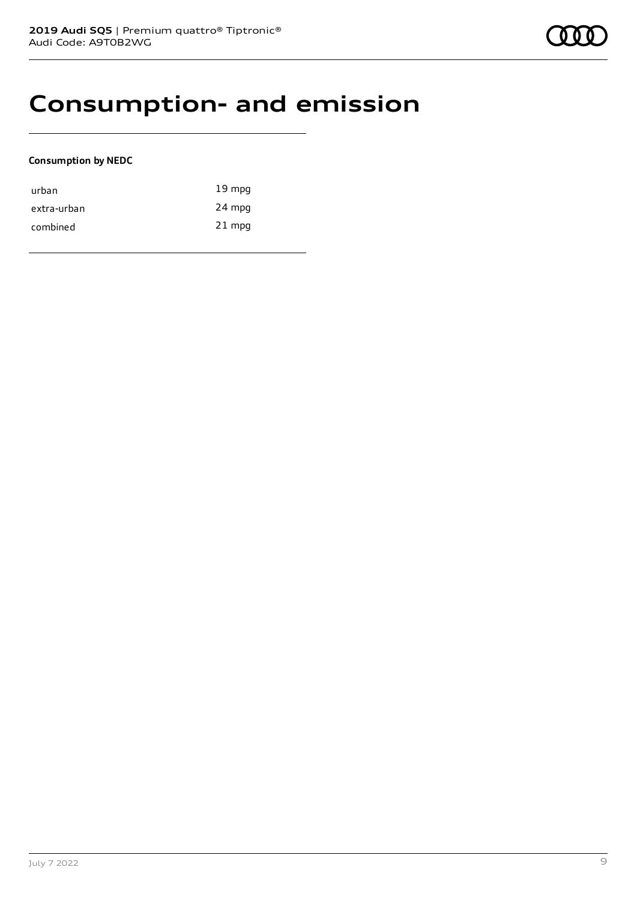# Consumption- and emission

**Consumption by NEDC**

| | |
|---|---|
| urban | 19 mpg |
| extra-urban | 24 mpg |
| combined | 21 mpg |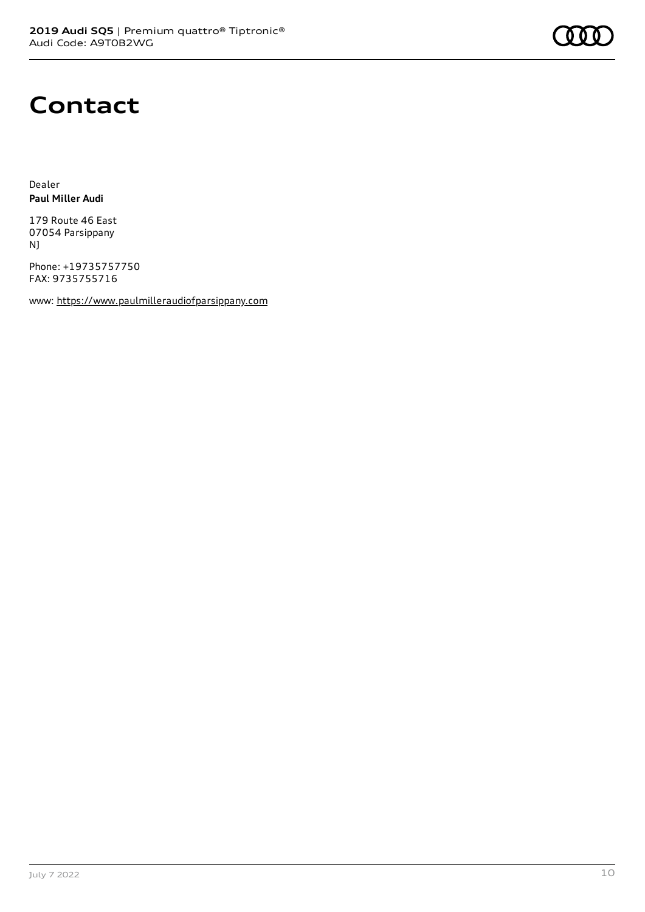# Contact

Dealer
**Paul Miller Audi**

179 Route 46 East
07054 Parsippany
NJ

Phone: +19735757750
FAX: 9735755716

www: https://www.paulmilleraudiofparsippany.com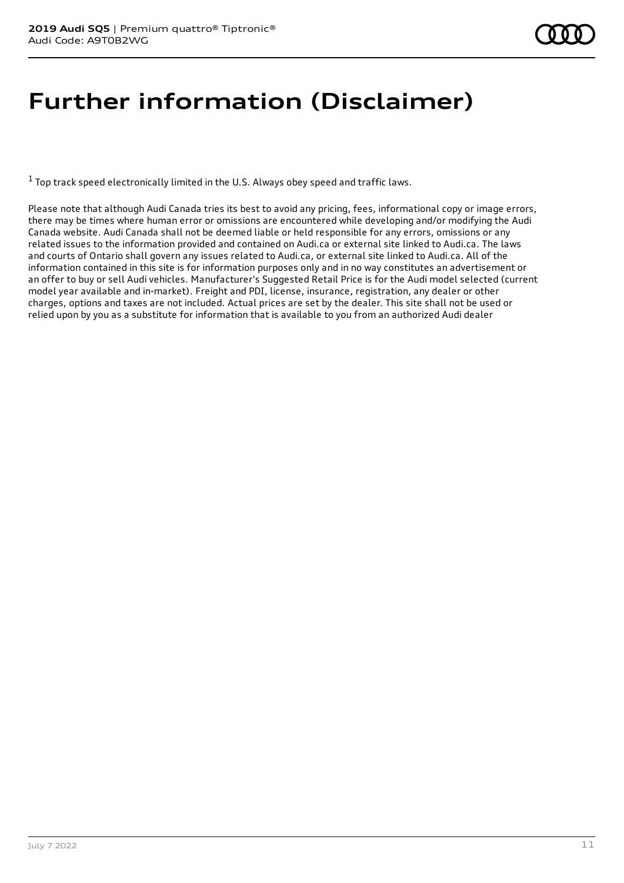# Further information (Disclaimer)

[1] Top track speed electronically limited in the U.S. Always obey speed and traffic laws.

Please note that although Audi Canada tries its best to avoid any pricing, fees, informational copy or image errors, there may be times where human error or omissions are encountered while developing and/or modifying the Audi Canada website. Audi Canada shall not be deemed liable or held responsible for any errors, omissions or any related issues to the information provided and contained on Audi.ca or external site linked to Audi.ca. The laws and courts of Ontario shall govern any issues related to Audi.ca, or external site linked to Audi.ca. All of the information contained in this site is for information purposes only and in no way constitutes an advertisement or an offer to buy or sell Audi vehicles. Manufacturer's Suggested Retail Price is for the Audi model selected (current model year available and in-market). Freight and PDI, license, insurance, registration, any dealer or other charges, options and taxes are not included. Actual prices are set by the dealer. This site shall not be used or relied upon by you as a substitute for information that is available to you from an authorized Audi dealer